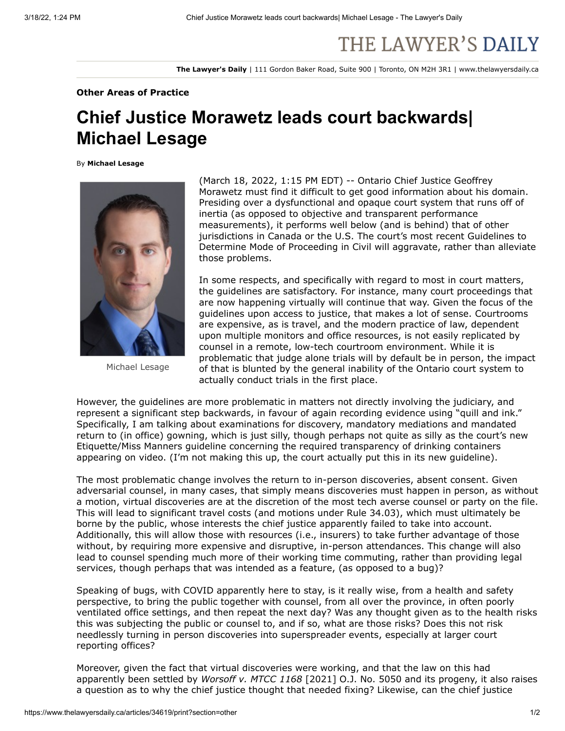# THE LAWYER'S DAILY

**The Lawyer's Daily** | 111 Gordon Baker Road, Suite 900 | Toronto, ON M2H 3R1 | www.thelawyersdaily.ca

**Other Areas of Practice**

## Chief Justice Morawetz leads court backwards| Michael Lesage

By **Michael Lesage**

Michael Lesage

(March 18, 2022, 1:15 PM EDT) -- Ontario Chief Justice Geoffrey Morawetz must find it difficult to get good information about his domain. Presiding over a dysfunctional and opaque court system that runs off of inertia (as opposed to objective and transparent performance measurements), it performs well below (and is behind) that of other jurisdictions in Canada or the U.S. The court's most recent Guidelines to Determine Mode of Proceeding in Civil will aggravate, rather than alleviate those problems.

In some respects, and specifically with regard to most in court matters, the guidelines are satisfactory. For instance, many court proceedings that are now happening virtually will continue that way. Given the focus of the guidelines upon access to justice, that makes a lot of sense. Courtrooms are expensive, as is travel, and the modern practice of law, dependent upon multiple monitors and office resources, is not easily replicated by counsel in a remote, low-tech courtroom environment. While it is problematic that judge alone trials will by default be in person, the impact of that is blunted by the general inability of the Ontario court system to actually conduct trials in the first place.

However, the guidelines are more problematic in matters not directly involving the judiciary, and represent a significant step backwards, in favour of again recording evidence using "quill and ink." Specifically, I am talking about examinations for discovery, mandatory mediations and mandated return to (in office) gowning, which is just silly, though perhaps not quite as silly as the court's new Etiquette/Miss Manners guideline concerning the required transparency of drinking containers appearing on video. (I'm not making this up, the court actually put this in its new guideline).

The most problematic change involves the return to in-person discoveries, absent consent. Given adversarial counsel, in many cases, that simply means discoveries must happen in person, as without a motion, virtual discoveries are at the discretion of the most tech averse counsel or party on the file. This will lead to significant travel costs (and motions under Rule 34.03), which must ultimately be borne by the public, whose interests the chief justice apparently failed to take into account. Additionally, this will allow those with resources (i.e., insurers) to take further advantage of those without, by requiring more expensive and disruptive, in-person attendances. This change will also lead to counsel spending much more of their working time commuting, rather than providing legal services, though perhaps that was intended as a feature, (as opposed to a bug)?

Speaking of bugs, with COVID apparently here to stay, is it really wise, from a health and safety perspective, to bring the public together with counsel, from all over the province, in often poorly ventilated office settings, and then repeat the next day? Was any thought given as to the health risks this was subjecting the public or counsel to, and if so, what are those risks? Does this not risk needlessly turning in person discoveries into superspreader events, especially at larger court reporting offices?

Moreover, given the fact that virtual discoveries were working, and that the law on this had apparently been settled by *Worsoff v. MTCC 1168* [2021] O.J. No. 5050 and its progeny, it also raises a question as to why the chief justice thought that needed fixing? Likewise, can the chief justice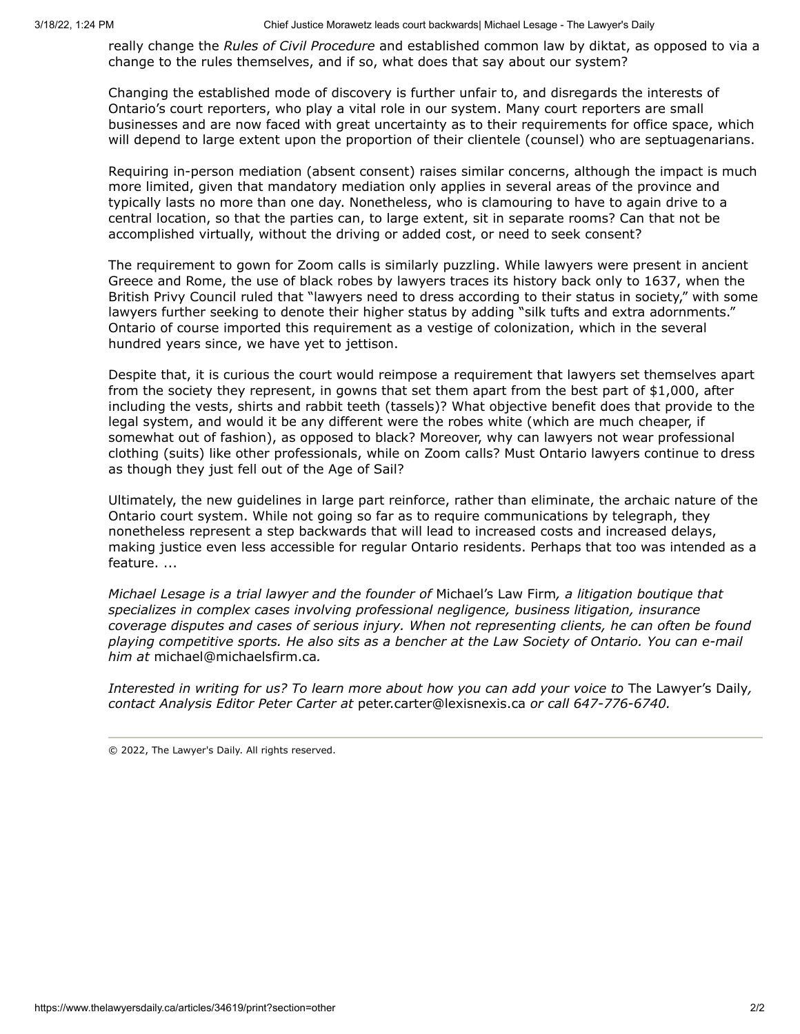really change the *Rules of Civil Procedure* and established common law by diktat, as opposed to via a change to the rules themselves, and if so, what does that say about our system?

Changing the established mode of discovery is further unfair to, and disregards the interests of Ontario's court reporters, who play a vital role in our system. Many court reporters are small businesses and are now faced with great uncertainty as to their requirements for office space, which will depend to large extent upon the proportion of their clientele (counsel) who are septuagenarians.

Requiring in-person mediation (absent consent) raises similar concerns, although the impact is much more limited, given that mandatory mediation only applies in several areas of the province and typically lasts no more than one day. Nonetheless, who is clamouring to have to again drive to a central location, so that the parties can, to large extent, sit in separate rooms? Can that not be accomplished virtually, without the driving or added cost, or need to seek consent?

The requirement to gown for Zoom calls is similarly puzzling. While lawyers were present in ancient Greece and Rome, the use of black robes by lawyers traces its history back only to 1637, when the British Privy Council ruled that "lawyers need to dress according to their status in society," with some lawyers further seeking to denote their higher status by adding "silk tufts and extra adornments." Ontario of course imported this requirement as a vestige of colonization, which in the several hundred years since, we have yet to jettison.

Despite that, it is curious the court would reimpose a requirement that lawyers set themselves apart from the society they represent, in gowns that set them apart from the best part of $1,000, after including the vests, shirts and rabbit teeth (tassels)? What objective benefit does that provide to the legal system, and would it be any different were the robes white (which are much cheaper, if somewhat out of fashion), as opposed to black? Moreover, why can lawyers not wear professional clothing (suits) like other professionals, while on Zoom calls? Must Ontario lawyers continue to dress as though they just fell out of the Age of Sail?

Ultimately, the new guidelines in large part reinforce, rather than eliminate, the archaic nature of the Ontario court system. While not going so far as to require communications by telegraph, they nonetheless represent a step backwards that will lead to increased costs and increased delays, making justice even less accessible for regular Ontario residents. Perhaps that too was intended as a feature. ...

*Michael Lesage is a trial lawyer and the founder of* Michael's Law Firm*, a litigation boutique that specializes in complex cases involving professional negligence, business litigation, insurance coverage disputes and cases of serious injury. When not representing clients, he can often be found playing competitive sports. He also sits as a bencher at the Law Society of Ontario. You can e-mail him at* michael@michaelsfirm.ca*.*

*Interested in writing for us? To learn more about how you can add your voice to* The Lawyer's Daily*, contact Analysis Editor Peter Carter at* peter.carter@lexisnexis.ca *or call 647-776-6740.*

---

© 2022, The Lawyer's Daily. All rights reserved.